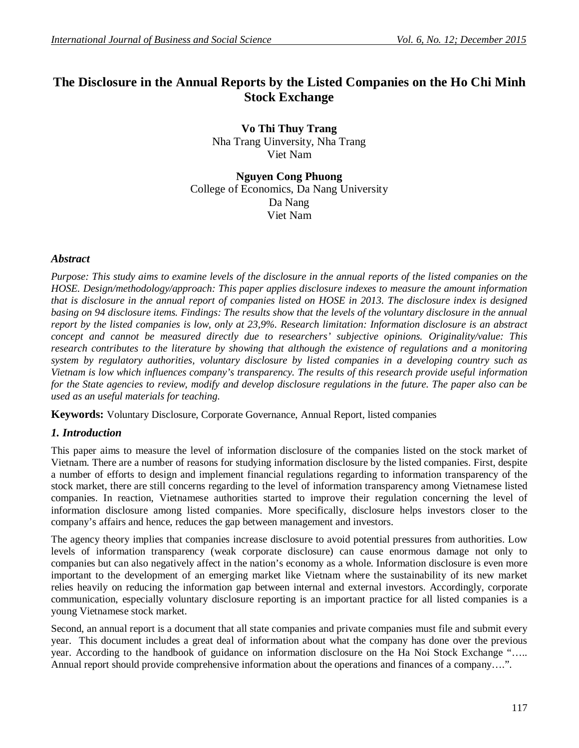# The Disclosure in the Annual Reports by the Listed Companies on the Ho Chi Minh Stock Exchange

**Vo Thi Thuy Trang**
Nha Trang Uinversity, Nha Trang
Viet Nam

**Nguyen Cong Phuong**
College of Economics, Da Nang University
Da Nang
Viet Nam

## *Abstract*

*Purpose: This study aims to examine levels of the disclosure in the annual reports of the listed companies on the HOSE. Design/methodology/approach: This paper applies disclosure indexes to measure the amount information that is disclosure in the annual report of companies listed on HOSE in 2013. The disclosure index is designed basing on 94 disclosure items. Findings: The results show that the levels of the voluntary disclosure in the annual report by the listed companies is low, only at 23,9%. Research limitation: Information disclosure is an abstract concept and cannot be measured directly due to researchers' subjective opinions. Originality/value: This research contributes to the literature by showing that although the existence of regulations and a monitoring system by regulatory authorities, voluntary disclosure by listed companies in a developing country such as Vietnam is low which influences company's transparency. The results of this research provide useful information for the State agencies to review, modify and develop disclosure regulations in the future. The paper also can be used as an useful materials for teaching.*

**Keywords:** Voluntary Disclosure, Corporate Governance, Annual Report, listed companies

## *1. Introduction*

This paper aims to measure the level of information disclosure of the companies listed on the stock market of Vietnam. There are a number of reasons for studying information disclosure by the listed companies. First, despite a number of efforts to design and implement financial regulations regarding to information transparency of the stock market, there are still concerns regarding to the level of information transparency among Vietnamese listed companies. In reaction, Vietnamese authorities started to improve their regulation concerning the level of information disclosure among listed companies. More specifically, disclosure helps investors closer to the company's affairs and hence, reduces the gap between management and investors.

The agency theory implies that companies increase disclosure to avoid potential pressures from authorities. Low levels of information transparency (weak corporate disclosure) can cause enormous damage not only to companies but can also negatively affect in the nation's economy as a whole. Information disclosure is even more important to the development of an emerging market like Vietnam where the sustainability of its new market relies heavily on reducing the information gap between internal and external investors. Accordingly, corporate communication, especially voluntary disclosure reporting is an important practice for all listed companies is a young Vietnamese stock market.

Second, an annual report is a document that all state companies and private companies must file and submit every year. This document includes a great deal of information about what the company has done over the previous year. According to the handbook of guidance on information disclosure on the Ha Noi Stock Exchange "….. Annual report should provide comprehensive information about the operations and finances of a company….".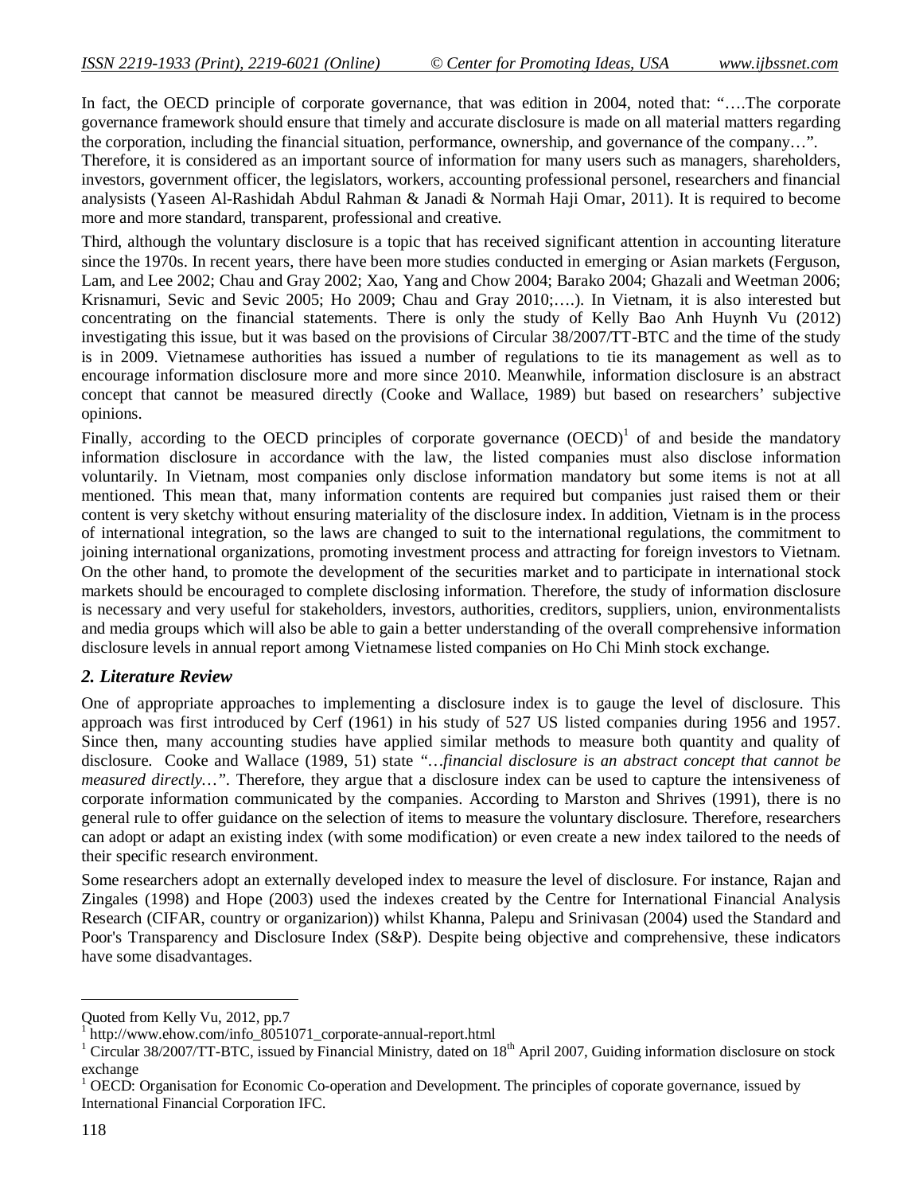In fact, the OECD principle of corporate governance, that was edition in 2004, noted that: "….The corporate governance framework should ensure that timely and accurate disclosure is made on all material matters regarding the corporation, including the financial situation, performance, ownership, and governance of the company…". Therefore, it is considered as an important source of information for many users such as managers, shareholders, investors, government officer, the legislators, workers, accounting professional personel, researchers and financial analysists (Yaseen Al-Rashidah Abdul Rahman & Janadi & Normah Haji Omar, 2011). It is required to become more and more standard, transparent, professional and creative.

Third, although the voluntary disclosure is a topic that has received significant attention in accounting literature since the 1970s. In recent years, there have been more studies conducted in emerging or Asian markets (Ferguson, Lam, and Lee 2002; Chau and Gray 2002; Xao, Yang and Chow 2004; Barako 2004; Ghazali and Weetman 2006; Krisnamuri, Sevic and Sevic 2005; Ho 2009; Chau and Gray 2010;….). In Vietnam, it is also interested but concentrating on the financial statements. There is only the study of Kelly Bao Anh Huynh Vu (2012) investigating this issue, but it was based on the provisions of Circular 38/2007/TT-BTC and the time of the study is in 2009. Vietnamese authorities has issued a number of regulations to tie its management as well as to encourage information disclosure more and more since 2010. Meanwhile, information disclosure is an abstract concept that cannot be measured directly (Cooke and Wallace, 1989) but based on researchers' subjective opinions.

Finally, according to the OECD principles of corporate governance (OECD)[1] of and beside the mandatory information disclosure in accordance with the law, the listed companies must also disclose information voluntarily. In Vietnam, most companies only disclose information mandatory but some items is not at all mentioned. This mean that, many information contents are required but companies just raised them or their content is very sketchy without ensuring materiality of the disclosure index. In addition, Vietnam is in the process of international integration, so the laws are changed to suit to the international regulations, the commitment to joining international organizations, promoting investment process and attracting for foreign investors to Vietnam. On the other hand, to promote the development of the securities market and to participate in international stock markets should be encouraged to complete disclosing information. Therefore, the study of information disclosure is necessary and very useful for stakeholders, investors, authorities, creditors, suppliers, union, environmentalists and media groups which will also be able to gain a better understanding of the overall comprehensive information disclosure levels in annual report among Vietnamese listed companies on Ho Chi Minh stock exchange.

## *2. Literature Review*

One of appropriate approaches to implementing a disclosure index is to gauge the level of disclosure. This approach was first introduced by Cerf (1961) in his study of 527 US listed companies during 1956 and 1957. Since then, many accounting studies have applied similar methods to measure both quantity and quality of disclosure. Cooke and Wallace (1989, 51) state *"…financial disclosure is an abstract concept that cannot be measured directly…"*. Therefore, they argue that a disclosure index can be used to capture the intensiveness of corporate information communicated by the companies. According to Marston and Shrives (1991), there is no general rule to offer guidance on the selection of items to measure the voluntary disclosure. Therefore, researchers can adopt or adapt an existing index (with some modification) or even create a new index tailored to the needs of their specific research environment.

Some researchers adopt an externally developed index to measure the level of disclosure. For instance, Rajan and Zingales (1998) and Hope (2003) used the indexes created by the Centre for International Financial Analysis Research (CIFAR, country or organizarion)) whilst Khanna, Palepu and Srinivasan (2004) used the Standard and Poor's Transparency and Disclosure Index (S&P). Despite being objective and comprehensive, these indicators have some disadvantages.

---

Quoted from Kelly Vu, 2012, pp.7

[1] http://www.ehow.com/info_8051071_corporate-annual-report.html

[1] Circular 38/2007/TT-BTC, issued by Financial Ministry, dated on 18th April 2007, Guiding information disclosure on stock exchange

[1] OECD: Organisation for Economic Co-operation and Development. The principles of coporate governance, issued by International Financial Corporation IFC.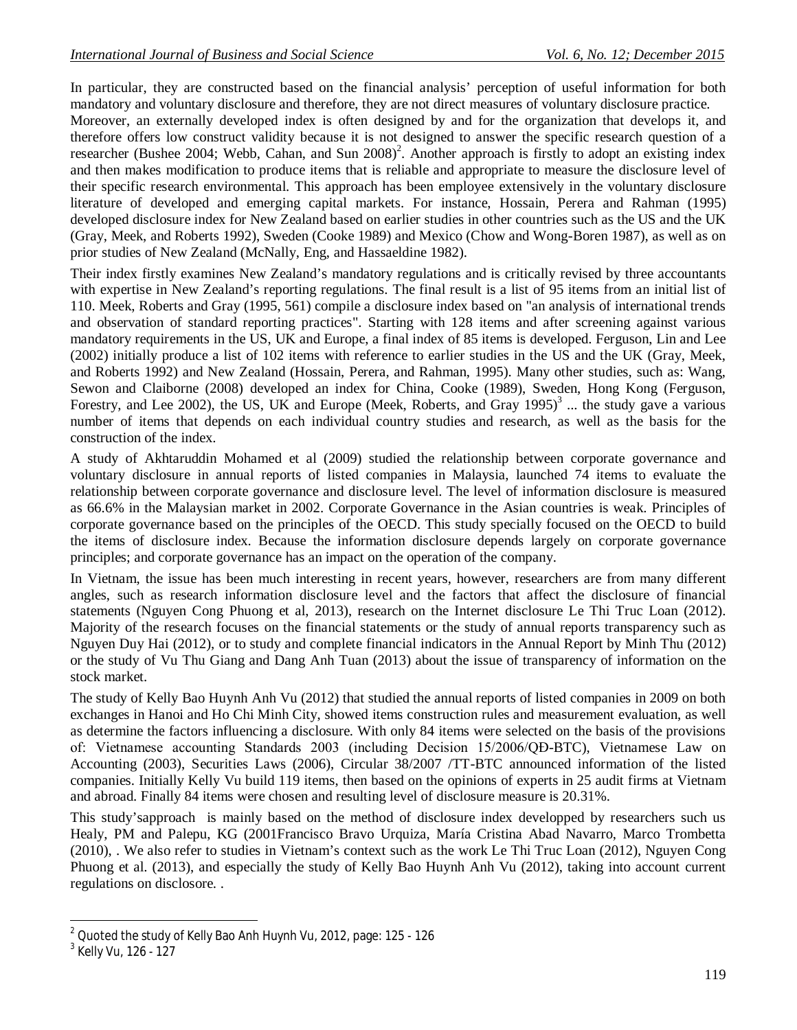In particular, they are constructed based on the financial analysis' perception of useful information for both mandatory and voluntary disclosure and therefore, they are not direct measures of voluntary disclosure practice. Moreover, an externally developed index is often designed by and for the organization that develops it, and therefore offers low construct validity because it is not designed to answer the specific research question of a researcher (Bushee 2004; Webb, Cahan, and Sun 2008)[2]. Another approach is firstly to adopt an existing index and then makes modification to produce items that is reliable and appropriate to measure the disclosure level of their specific research environmental. This approach has been employee extensively in the voluntary disclosure literature of developed and emerging capital markets. For instance, Hossain, Perera and Rahman (1995) developed disclosure index for New Zealand based on earlier studies in other countries such as the US and the UK (Gray, Meek, and Roberts 1992), Sweden (Cooke 1989) and Mexico (Chow and Wong-Boren 1987), as well as on prior studies of New Zealand (McNally, Eng, and Hassaeldine 1982).

Their index firstly examines New Zealand's mandatory regulations and is critically revised by three accountants with expertise in New Zealand's reporting regulations. The final result is a list of 95 items from an initial list of 110. Meek, Roberts and Gray (1995, 561) compile a disclosure index based on "an analysis of international trends and observation of standard reporting practices". Starting with 128 items and after screening against various mandatory requirements in the US, UK and Europe, a final index of 85 items is developed. Ferguson, Lin and Lee (2002) initially produce a list of 102 items with reference to earlier studies in the US and the UK (Gray, Meek, and Roberts 1992) and New Zealand (Hossain, Perera, and Rahman, 1995). Many other studies, such as: Wang, Sewon and Claiborne (2008) developed an index for China, Cooke (1989), Sweden, Hong Kong (Ferguson, Forestry, and Lee 2002), the US, UK and Europe (Meek, Roberts, and Gray 1995)[3] ... the study gave a various number of items that depends on each individual country studies and research, as well as the basis for the construction of the index.

A study of Akhtaruddin Mohamed et al (2009) studied the relationship between corporate governance and voluntary disclosure in annual reports of listed companies in Malaysia, launched 74 items to evaluate the relationship between corporate governance and disclosure level. The level of information disclosure is measured as 66.6% in the Malaysian market in 2002. Corporate Governance in the Asian countries is weak. Principles of corporate governance based on the principles of the OECD. This study specially focused on the OECD to build the items of disclosure index. Because the information disclosure depends largely on corporate governance principles; and corporate governance has an impact on the operation of the company.

In Vietnam, the issue has been much interesting in recent years, however, researchers are from many different angles, such as research information disclosure level and the factors that affect the disclosure of financial statements (Nguyen Cong Phuong et al, 2013), research on the Internet disclosure Le Thi Truc Loan (2012). Majority of the research focuses on the financial statements or the study of annual reports transparency such as Nguyen Duy Hai (2012), or to study and complete financial indicators in the Annual Report by Minh Thu (2012) or the study of Vu Thu Giang and Dang Anh Tuan (2013) about the issue of transparency of information on the stock market.

The study of Kelly Bao Huynh Anh Vu (2012) that studied the annual reports of listed companies in 2009 on both exchanges in Hanoi and Ho Chi Minh City, showed items construction rules and measurement evaluation, as well as determine the factors influencing a disclosure. With only 84 items were selected on the basis of the provisions of: Vietnamese accounting Standards 2003 (including Decision 15/2006/QĐ-BTC), Vietnamese Law on Accounting (2003), Securities Laws (2006), Circular 38/2007 /TT-BTC announced information of the listed companies. Initially Kelly Vu build 119 items, then based on the opinions of experts in 25 audit firms at Vietnam and abroad. Finally 84 items were chosen and resulting level of disclosure measure is 20.31%.

This study'sapproach is mainly based on the method of disclosure index developped by researchers such us Healy, PM and Palepu, KG (2001Francisco Bravo Urquiza, María Cristina Abad Navarro, Marco Trombetta (2010), . We also refer to studies in Vietnam's context such as the work Le Thi Truc Loan (2012), Nguyen Cong Phuong et al. (2013), and especially the study of Kelly Bao Huynh Anh Vu (2012), taking into account current regulations on disclosore. .

---

[2] Quoted the study of Kelly Bao Anh Huynh Vu, 2012, page: 125 - 126

[3] Kelly Vu, 126 - 127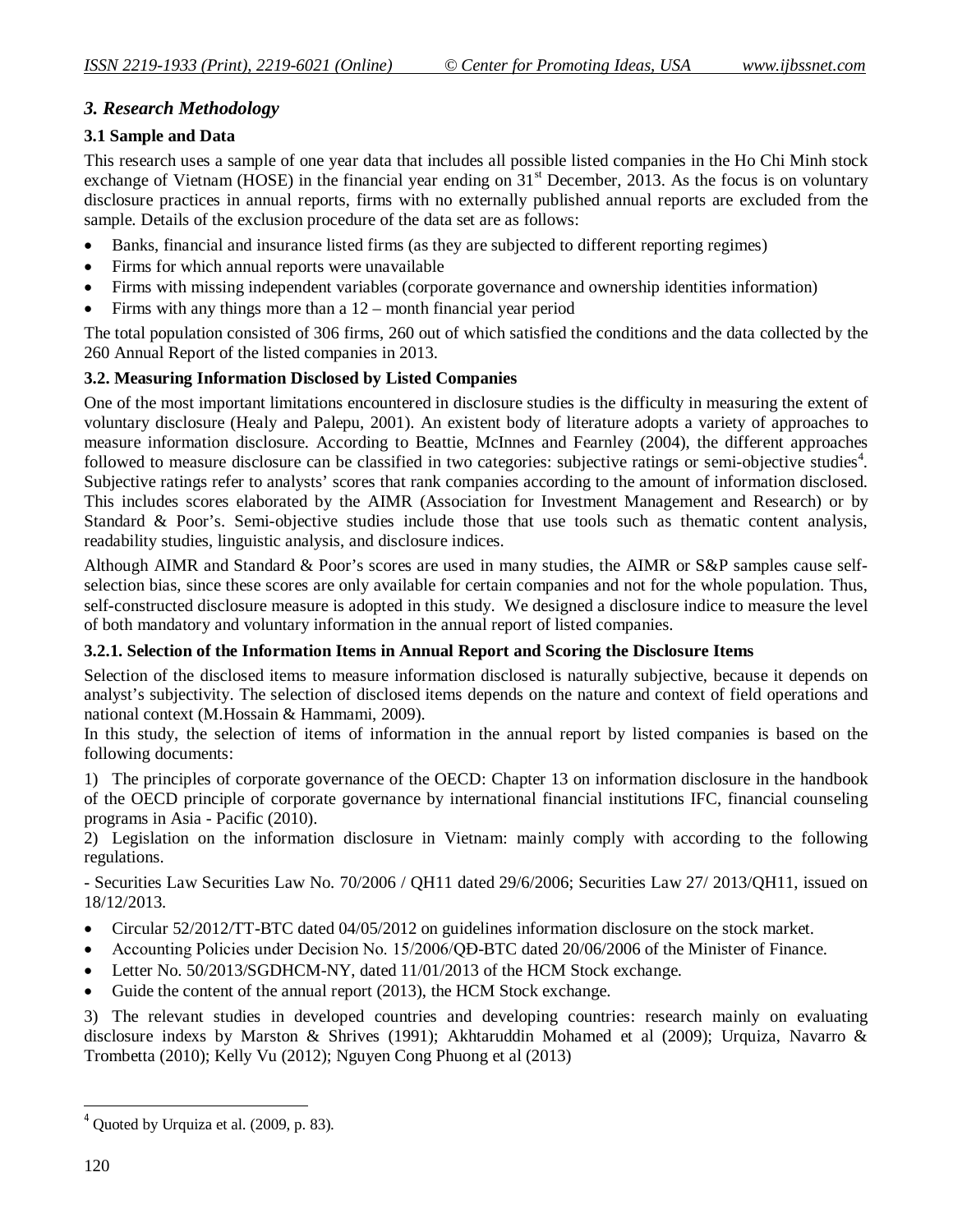## *3. Research Methodology*

### 3.1 Sample and Data

This research uses a sample of one year data that includes all possible listed companies in the Ho Chi Minh stock exchange of Vietnam (HOSE) in the financial year ending on 31st December, 2013. As the focus is on voluntary disclosure practices in annual reports, firms with no externally published annual reports are excluded from the sample. Details of the exclusion procedure of the data set are as follows:

- Banks, financial and insurance listed firms (as they are subjected to different reporting regimes)
- Firms for which annual reports were unavailable
- Firms with missing independent variables (corporate governance and ownership identities information)
- Firms with any things more than a 12 – month financial year period

The total population consisted of 306 firms, 260 out of which satisfied the conditions and the data collected by the 260 Annual Report of the listed companies in 2013.

### 3.2. Measuring Information Disclosed by Listed Companies

One of the most important limitations encountered in disclosure studies is the difficulty in measuring the extent of voluntary disclosure (Healy and Palepu, 2001). An existent body of literature adopts a variety of approaches to measure information disclosure. According to Beattie, McInnes and Fearnley (2004), the different approaches followed to measure disclosure can be classified in two categories: subjective ratings or semi-objective studies[4]. Subjective ratings refer to analysts' scores that rank companies according to the amount of information disclosed. This includes scores elaborated by the AIMR (Association for Investment Management and Research) or by Standard & Poor's. Semi-objective studies include those that use tools such as thematic content analysis, readability studies, linguistic analysis, and disclosure indices.

Although AIMR and Standard & Poor's scores are used in many studies, the AIMR or S&P samples cause self-selection bias, since these scores are only available for certain companies and not for the whole population. Thus, self-constructed disclosure measure is adopted in this study. We designed a disclosure indice to measure the level of both mandatory and voluntary information in the annual report of listed companies.

#### 3.2.1. Selection of the Information Items in Annual Report and Scoring the Disclosure Items

Selection of the disclosed items to measure information disclosed is naturally subjective, because it depends on analyst's subjectivity. The selection of disclosed items depends on the nature and context of field operations and national context (M.Hossain & Hammami, 2009).

In this study, the selection of items of information in the annual report by listed companies is based on the following documents:

1) The principles of corporate governance of the OECD: Chapter 13 on information disclosure in the handbook of the OECD principle of corporate governance by international financial institutions IFC, financial counseling programs in Asia - Pacific (2010).

2) Legislation on the information disclosure in Vietnam: mainly comply with according to the following regulations.

- Securities Law Securities Law No. 70/2006 / QH11 dated 29/6/2006; Securities Law 27/ 2013/QH11, issued on 18/12/2013.

- Circular 52/2012/TT-BTC dated 04/05/2012 on guidelines information disclosure on the stock market.
- Accounting Policies under Decision No. 15/2006/QĐ-BTC dated 20/06/2006 of the Minister of Finance.
- Letter No. 50/2013/SGDHCM-NY, dated 11/01/2013 of the HCM Stock exchange.
- Guide the content of the annual report (2013), the HCM Stock exchange.

3) The relevant studies in developed countries and developing countries: research mainly on evaluating disclosure indexs by Marston & Shrives (1991); Akhtaruddin Mohamed et al (2009); Urquiza, Navarro & Trombetta (2010); Kelly Vu (2012); Nguyen Cong Phuong et al (2013)

---

[4] Quoted by Urquiza et al. (2009, p. 83).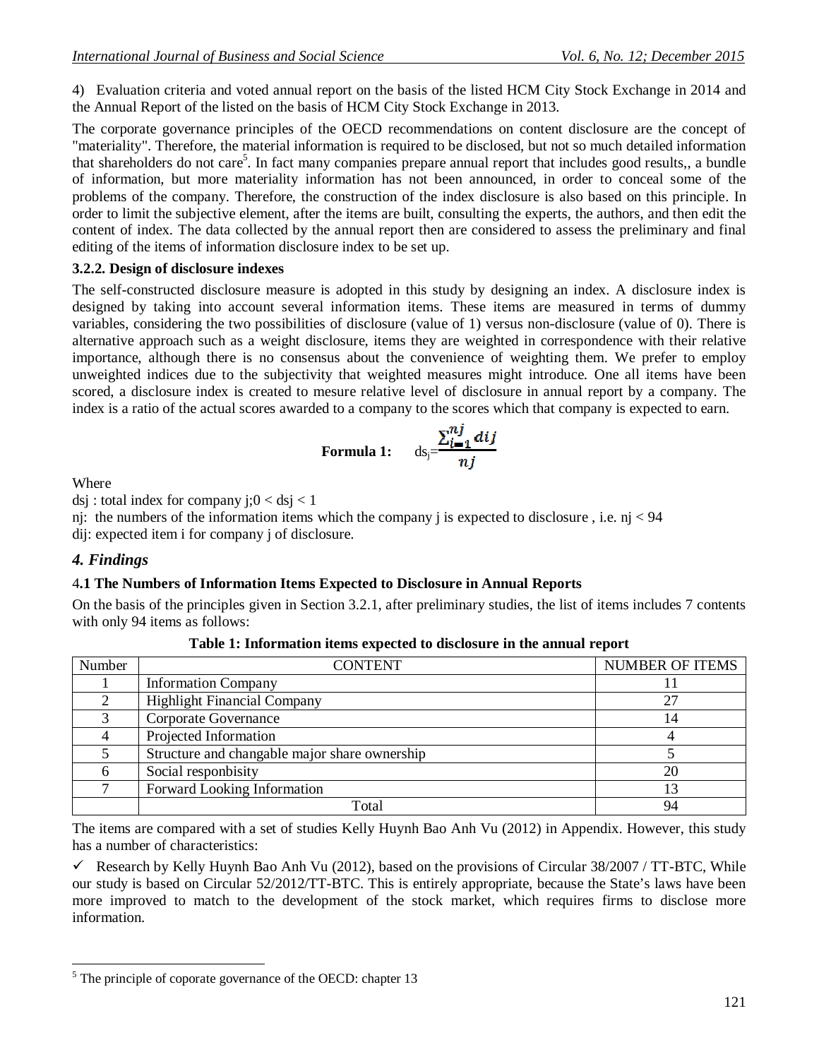4) Evaluation criteria and voted annual report on the basis of the listed HCM City Stock Exchange in 2014 and the Annual Report of the listed on the basis of HCM City Stock Exchange in 2013.

The corporate governance principles of the OECD recommendations on content disclosure are the concept of "materiality". Therefore, the material information is required to be disclosed, but not so much detailed information that shareholders do not care[5]. In fact many companies prepare annual report that includes good results,, a bundle of information, but more materiality information has not been announced, in order to conceal some of the problems of the company. Therefore, the construction of the index disclosure is also based on this principle. In order to limit the subjective element, after the items are built, consulting the experts, the authors, and then edit the content of index. The data collected by the annual report then are considered to assess the preliminary and final editing of the items of information disclosure index to be set up.

### 3.2.2. Design of disclosure indexes

The self-constructed disclosure measure is adopted in this study by designing an index. A disclosure index is designed by taking into account several information items. These items are measured in terms of dummy variables, considering the two possibilities of disclosure (value of 1) versus non-disclosure (value of 0). There is alternative approach such as a weight disclosure, items they are weighted in correspondence with their relative importance, although there is no consensus about the convenience of weighting them. We prefer to employ unweighted indices due to the subjectivity that weighted measures might introduce. One all items have been scored, a disclosure index is created to mesure relative level of disclosure in annual report by a company. The index is a ratio of the actual scores awarded to a company to the scores which that company is expected to earn.

**Formula 1:** $$ds_j = \frac{\sum_{i=1}^{nj} dij}{nj}$$

Where

dsj : total index for company j;$0 < dsj < 1$

nj: the numbers of the information items which the company j is expected to disclosure , i.e. $nj < 94$

dij: expected item i for company j of disclosure.

## *4. Findings*

### 4.1 The Numbers of Information Items Expected to Disclosure in Annual Reports

On the basis of the principles given in Section 3.2.1, after preliminary studies, the list of items includes 7 contents with only 94 items as follows:

**Table 1: Information items expected to disclosure in the annual report**

| Number | CONTENT | NUMBER OF ITEMS |
|---|---|---|
| 1 | Information Company | 11 |
| 2 | Highlight Financial Company | 27 |
| 3 | Corporate Governance | 14 |
| 4 | Projected Information | 4 |
| 5 | Structure and changable major share ownership | 5 |
| 6 | Social responbisity | 20 |
| 7 | Forward Looking Information | 13 |
| | Total | 94 |

The items are compared with a set of studies Kelly Huynh Bao Anh Vu (2012) in Appendix. However, this study has a number of characteristics:

✓ Research by Kelly Huynh Bao Anh Vu (2012), based on the provisions of Circular 38/2007 / TT-BTC, While our study is based on Circular 52/2012/TT-BTC. This is entirely appropriate, because the State's laws have been more improved to match to the development of the stock market, which requires firms to disclose more information.

[5] The principle of coporate governance of the OECD: chapter 13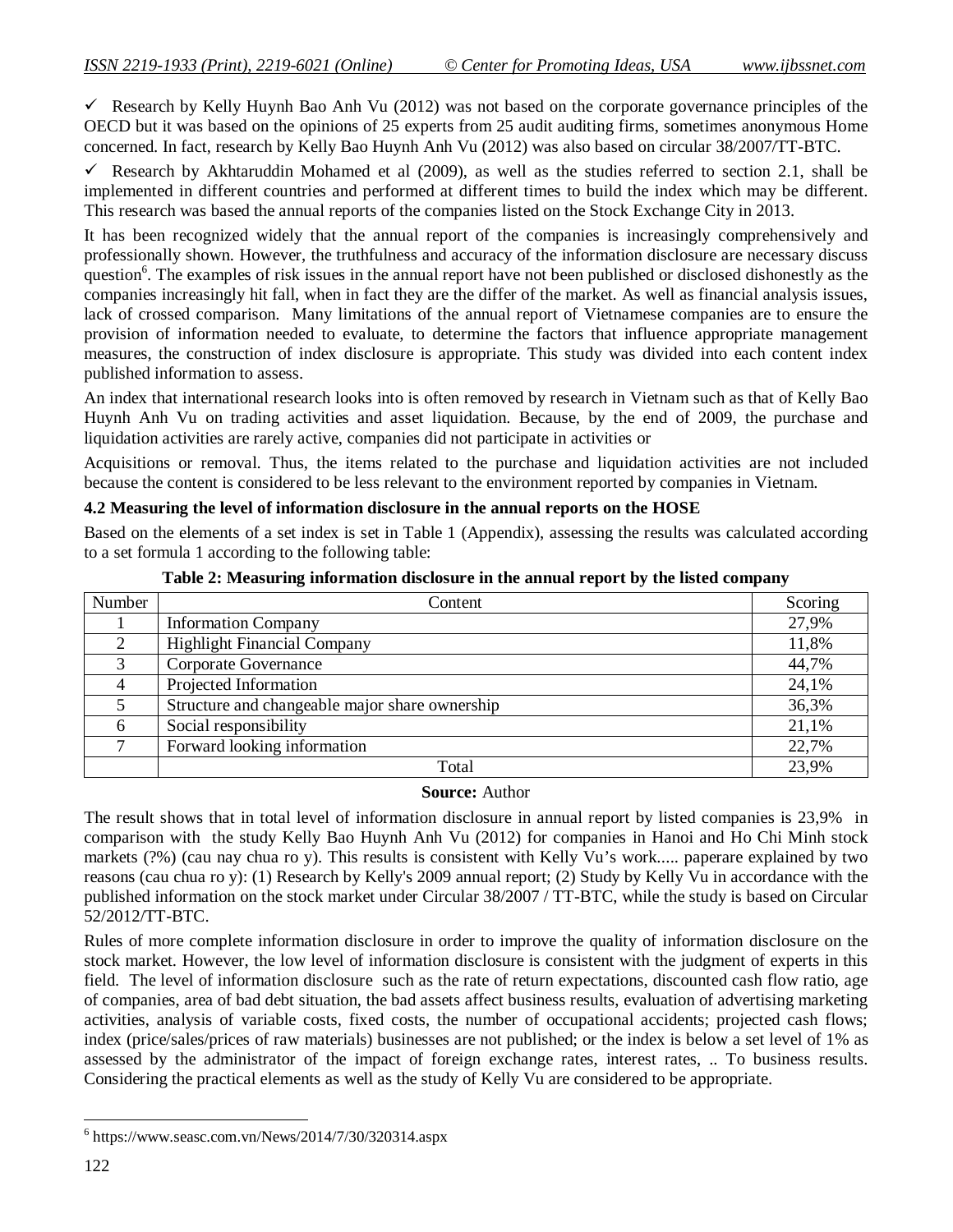✓ Research by Kelly Huynh Bao Anh Vu (2012) was not based on the corporate governance principles of the OECD but it was based on the opinions of 25 experts from 25 audit auditing firms, sometimes anonymous Home concerned. In fact, research by Kelly Bao Huynh Anh Vu (2012) was also based on circular 38/2007/TT-BTC.

✓ Research by Akhtaruddin Mohamed et al (2009), as well as the studies referred to section 2.1, shall be implemented in different countries and performed at different times to build the index which may be different. This research was based the annual reports of the companies listed on the Stock Exchange City in 2013.

It has been recognized widely that the annual report of the companies is increasingly comprehensively and professionally shown. However, the truthfulness and accuracy of the information disclosure are necessary discuss question[6]. The examples of risk issues in the annual report have not been published or disclosed dishonestly as the companies increasingly hit fall, when in fact they are the differ of the market. As well as financial analysis issues, lack of crossed comparison. Many limitations of the annual report of Vietnamese companies are to ensure the provision of information needed to evaluate, to determine the factors that influence appropriate management measures, the construction of index disclosure is appropriate. This study was divided into each content index published information to assess.

An index that international research looks into is often removed by research in Vietnam such as that of Kelly Bao Huynh Anh Vu on trading activities and asset liquidation. Because, by the end of 2009, the purchase and liquidation activities are rarely active, companies did not participate in activities or

Acquisitions or removal. Thus, the items related to the purchase and liquidation activities are not included because the content is considered to be less relevant to the environment reported by companies in Vietnam.

**4.2 Measuring the level of information disclosure in the annual reports on the HOSE**

Based on the elements of a set index is set in Table 1 (Appendix), assessing the results was calculated according to a set formula 1 according to the following table:

**Table 2: Measuring information disclosure in the annual report by the listed company**

| Number | Content | Scoring |
|---|---|---|
| 1 | Information Company | 27,9% |
| 2 | Highlight Financial Company | 11,8% |
| 3 | Corporate Governance | 44,7% |
| 4 | Projected Information | 24,1% |
| 5 | Structure and changeable major share ownership | 36,3% |
| 6 | Social responsibility | 21,1% |
| 7 | Forward looking information | 22,7% |
| | Total | 23,9% |

**Source:** Author

The result shows that in total level of information disclosure in annual report by listed companies is 23,9% in comparison with the study Kelly Bao Huynh Anh Vu (2012) for companies in Hanoi and Ho Chi Minh stock markets (?%) (cau nay chua ro y). This results is consistent with Kelly Vu's work..... paperare explained by two reasons (cau chua ro y): (1) Research by Kelly's 2009 annual report; (2) Study by Kelly Vu in accordance with the published information on the stock market under Circular 38/2007 / TT-BTC, while the study is based on Circular 52/2012/TT-BTC.

Rules of more complete information disclosure in order to improve the quality of information disclosure on the stock market. However, the low level of information disclosure is consistent with the judgment of experts in this field. The level of information disclosure such as the rate of return expectations, discounted cash flow ratio, age of companies, area of bad debt situation, the bad assets affect business results, evaluation of advertising marketing activities, analysis of variable costs, fixed costs, the number of occupational accidents; projected cash flows; index (price/sales/prices of raw materials) businesses are not published; or the index is below a set level of 1% as assessed by the administrator of the impact of foreign exchange rates, interest rates, .. To business results. Considering the practical elements as well as the study of Kelly Vu are considered to be appropriate.

[6] https://www.seasc.com.vn/News/2014/7/30/320314.aspx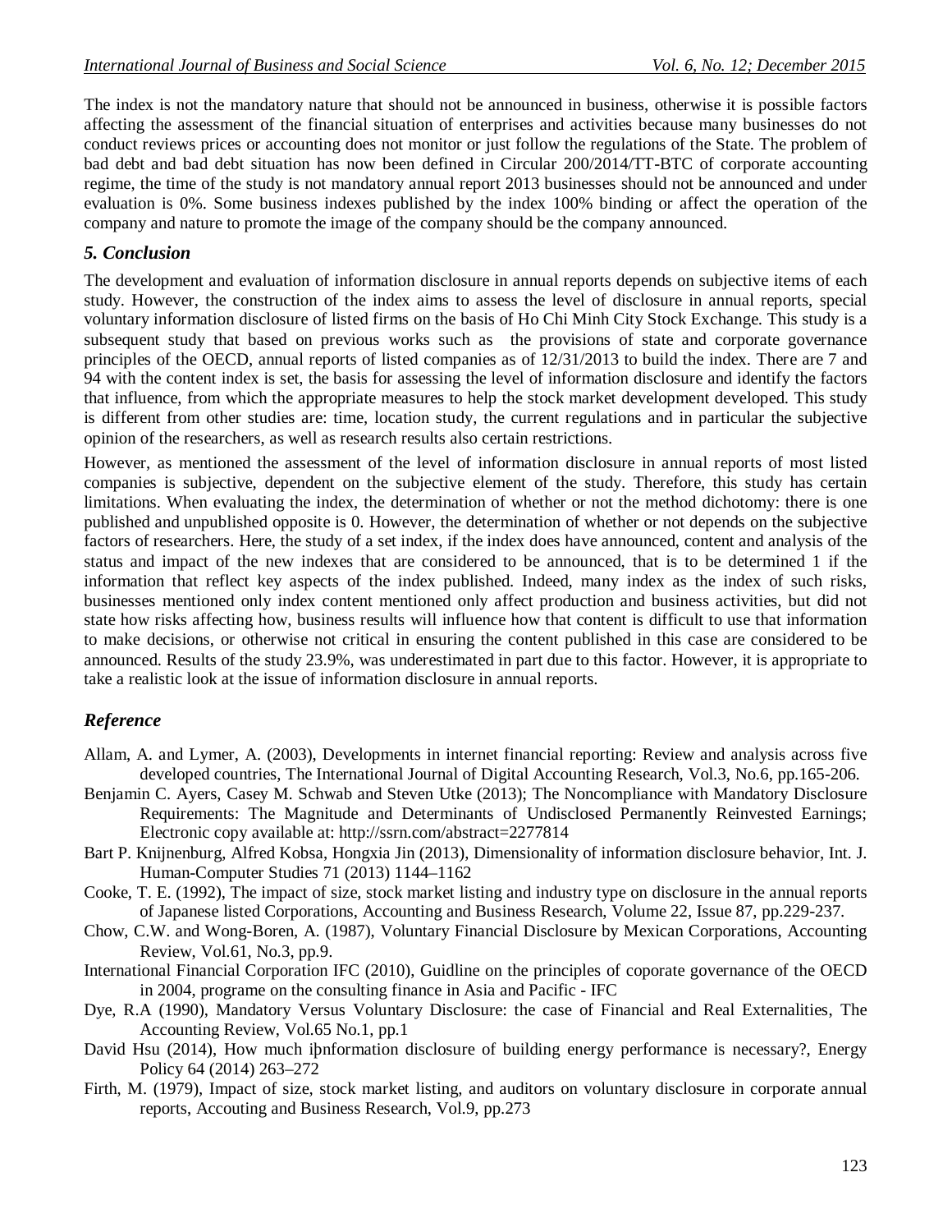The index is not the mandatory nature that should not be announced in business, otherwise it is possible factors affecting the assessment of the financial situation of enterprises and activities because many businesses do not conduct reviews prices or accounting does not monitor or just follow the regulations of the State. The problem of bad debt and bad debt situation has now been defined in Circular 200/2014/TT-BTC of corporate accounting regime, the time of the study is not mandatory annual report 2013 businesses should not be announced and under evaluation is 0%. Some business indexes published by the index 100% binding or affect the operation of the company and nature to promote the image of the company should be the company announced.

## *5. Conclusion*

The development and evaluation of information disclosure in annual reports depends on subjective items of each study. However, the construction of the index aims to assess the level of disclosure in annual reports, special voluntary information disclosure of listed firms on the basis of Ho Chi Minh City Stock Exchange. This study is a subsequent study that based on previous works such as the provisions of state and corporate governance principles of the OECD, annual reports of listed companies as of 12/31/2013 to build the index. There are 7 and 94 with the content index is set, the basis for assessing the level of information disclosure and identify the factors that influence, from which the appropriate measures to help the stock market development developed. This study is different from other studies are: time, location study, the current regulations and in particular the subjective opinion of the researchers, as well as research results also certain restrictions.

However, as mentioned the assessment of the level of information disclosure in annual reports of most listed companies is subjective, dependent on the subjective element of the study. Therefore, this study has certain limitations. When evaluating the index, the determination of whether or not the method dichotomy: there is one published and unpublished opposite is 0. However, the determination of whether or not depends on the subjective factors of researchers. Here, the study of a set index, if the index does have announced, content and analysis of the status and impact of the new indexes that are considered to be announced, that is to be determined 1 if the information that reflect key aspects of the index published. Indeed, many index as the index of such risks, businesses mentioned only index content mentioned only affect production and business activities, but did not state how risks affecting how, business results will influence how that content is difficult to use that information to make decisions, or otherwise not critical in ensuring the content published in this case are considered to be announced. Results of the study 23.9%, was underestimated in part due to this factor. However, it is appropriate to take a realistic look at the issue of information disclosure in annual reports.

## *Reference*

Allam, A. and Lymer, A. (2003), Developments in internet financial reporting: Review and analysis across five developed countries, The International Journal of Digital Accounting Research, Vol.3, No.6, pp.165-206.

Benjamin C. Ayers, Casey M. Schwab and Steven Utke (2013); The Noncompliance with Mandatory Disclosure Requirements: The Magnitude and Determinants of Undisclosed Permanently Reinvested Earnings; Electronic copy available at: http://ssrn.com/abstract=2277814

Bart P. Knijnenburg, Alfred Kobsa, Hongxia Jin (2013), Dimensionality of information disclosure behavior, Int. J. Human-Computer Studies 71 (2013) 1144–1162

Cooke, T. E. (1992), The impact of size, stock market listing and industry type on disclosure in the annual reports of Japanese listed Corporations, Accounting and Business Research, Volume 22, Issue 87, pp.229-237.

Chow, C.W. and Wong-Boren, A. (1987), Voluntary Financial Disclosure by Mexican Corporations, Accounting Review, Vol.61, No.3, pp.9.

International Financial Corporation IFC (2010), Guidline on the principles of coporate governance of the OECD in 2004, programe on the consulting finance in Asia and Pacific - IFC

Dye, R.A (1990), Mandatory Versus Voluntary Disclosure: the case of Financial and Real Externalities, The Accounting Review, Vol.65 No.1, pp.1

David Hsu (2014), How much iþnformation disclosure of building energy performance is necessary?, Energy Policy 64 (2014) 263–272

Firth, M. (1979), Impact of size, stock market listing, and auditors on voluntary disclosure in corporate annual reports, Accouting and Business Research, Vol.9, pp.273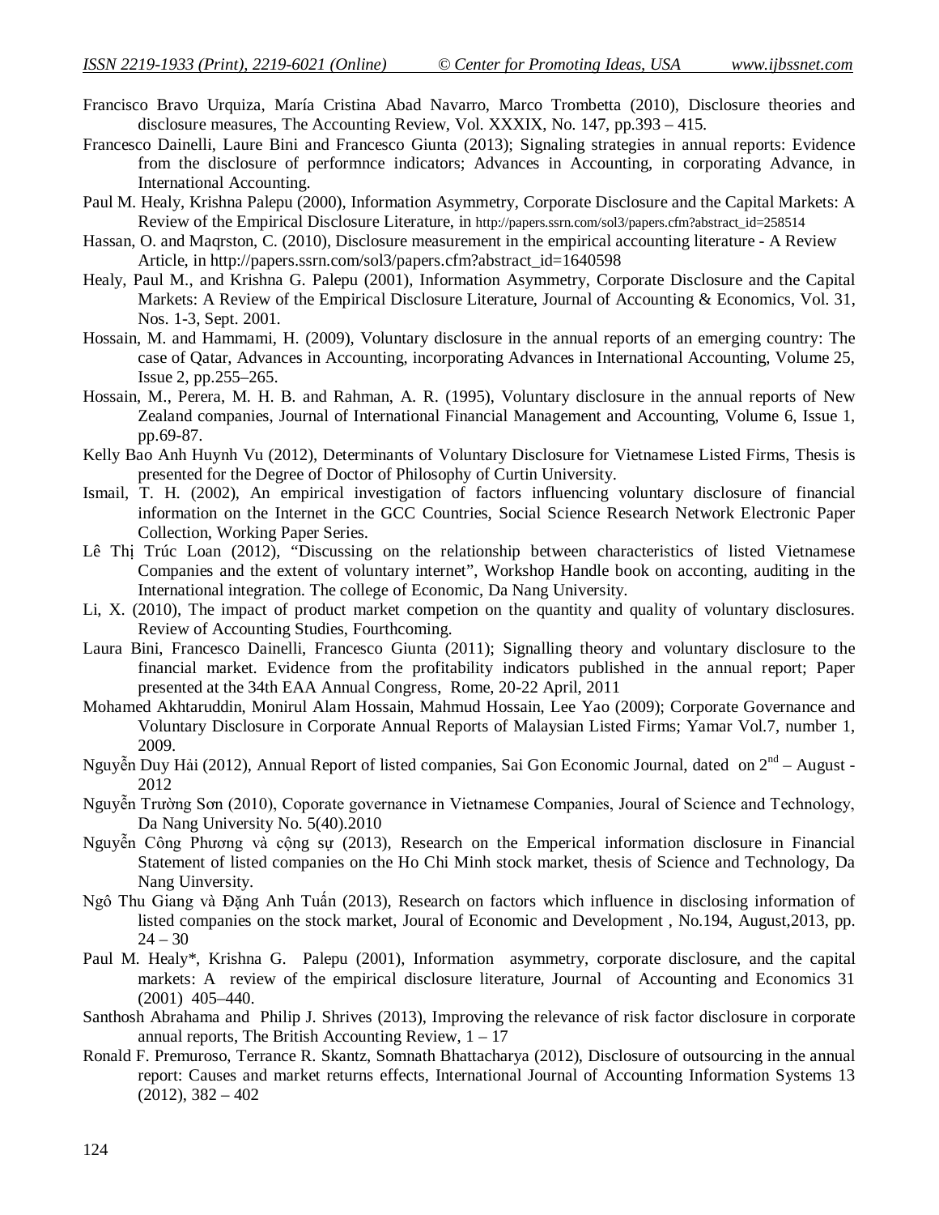Francisco Bravo Urquiza, María Cristina Abad Navarro, Marco Trombetta (2010), Disclosure theories and disclosure measures, The Accounting Review, Vol. XXXIX, No. 147, pp.393 – 415.

Francesco Dainelli, Laure Bini and Francesco Giunta (2013); Signaling strategies in annual reports: Evidence from the disclosure of performnce indicators; Advances in Accounting, in corporating Advance, in International Accounting.

Paul M. Healy, Krishna Palepu (2000), Information Asymmetry, Corporate Disclosure and the Capital Markets: A Review of the Empirical Disclosure Literature, in http://papers.ssrn.com/sol3/papers.cfm?abstract_id=258514

Hassan, O. and Maqrston, C. (2010), Disclosure measurement in the empirical accounting literature - A Review Article, in http://papers.ssrn.com/sol3/papers.cfm?abstract_id=1640598

Healy, Paul M., and Krishna G. Palepu (2001), Information Asymmetry, Corporate Disclosure and the Capital Markets: A Review of the Empirical Disclosure Literature, Journal of Accounting & Economics, Vol. 31, Nos. 1-3, Sept. 2001.

Hossain, M. and Hammami, H. (2009), Voluntary disclosure in the annual reports of an emerging country: The case of Qatar, Advances in Accounting, incorporating Advances in International Accounting, Volume 25, Issue 2, pp.255–265.

Hossain, M., Perera, M. H. B. and Rahman, A. R. (1995), Voluntary disclosure in the annual reports of New Zealand companies, Journal of International Financial Management and Accounting, Volume 6, Issue 1, pp.69-87.

Kelly Bao Anh Huynh Vu (2012), Determinants of Voluntary Disclosure for Vietnamese Listed Firms, Thesis is presented for the Degree of Doctor of Philosophy of Curtin University.

Ismail, T. H. (2002), An empirical investigation of factors influencing voluntary disclosure of financial information on the Internet in the GCC Countries, Social Science Research Network Electronic Paper Collection, Working Paper Series.

Lê Thị Trúc Loan (2012), "Discussing on the relationship between characteristics of listed Vietnamese Companies and the extent of voluntary internet", Workshop Handle book on acconting, auditing in the International integration. The college of Economic, Da Nang University.

Li, X. (2010), The impact of product market competion on the quantity and quality of voluntary disclosures. Review of Accounting Studies, Fourthcoming.

Laura Bini, Francesco Dainelli, Francesco Giunta (2011); Signalling theory and voluntary disclosure to the financial market. Evidence from the profitability indicators published in the annual report; Paper presented at the 34th EAA Annual Congress, Rome, 20-22 April, 2011

Mohamed Akhtaruddin, Monirul Alam Hossain, Mahmud Hossain, Lee Yao (2009); Corporate Governance and Voluntary Disclosure in Corporate Annual Reports of Malaysian Listed Firms; Yamar Vol.7, number 1, 2009.

Nguyễn Duy Hải (2012), Annual Report of listed companies, Sai Gon Economic Journal, dated on 2nd – August - 2012

Nguyễn Trường Sơn (2010), Coporate governance in Vietnamese Companies, Joural of Science and Technology, Da Nang University No. 5(40).2010

Nguyễn Công Phương và cộng sự (2013), Research on the Emperical information disclosure in Financial Statement of listed companies on the Ho Chi Minh stock market, thesis of Science and Technology, Da Nang Uinversity.

Ngô Thu Giang và Đặng Anh Tuấn (2013), Research on factors which influence in disclosing information of listed companies on the stock market, Joural of Economic and Development , No.194, August,2013, pp. 24 – 30

Paul M. Healy*, Krishna G. Palepu (2001), Information asymmetry, corporate disclosure, and the capital markets: A review of the empirical disclosure literature, Journal of Accounting and Economics 31 (2001) 405–440.

Santhosh Abrahama and Philip J. Shrives (2013), Improving the relevance of risk factor disclosure in corporate annual reports, The British Accounting Review, 1 – 17

Ronald F. Premuroso, Terrance R. Skantz, Somnath Bhattacharya (2012), Disclosure of outsourcing in the annual report: Causes and market returns effects, International Journal of Accounting Information Systems 13 (2012), 382 – 402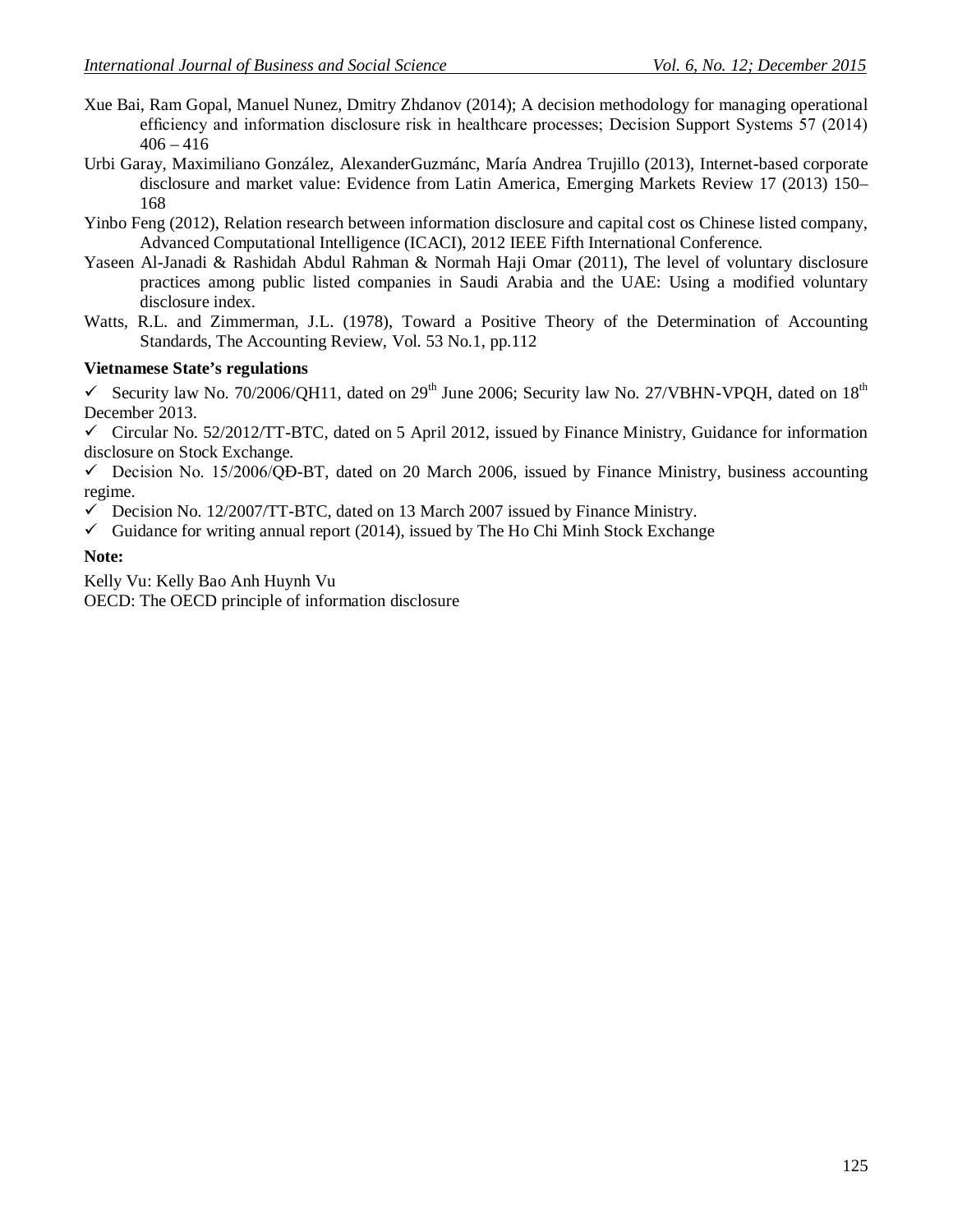Xue Bai, Ram Gopal, Manuel Nunez, Dmitry Zhdanov (2014); A decision methodology for managing operational efficiency and information disclosure risk in healthcare processes; Decision Support Systems 57 (2014) 406 – 416

Urbi Garay, Maximiliano González, AlexanderGuzmánc, María Andrea Trujillo (2013), Internet-based corporate disclosure and market value: Evidence from Latin America, Emerging Markets Review 17 (2013) 150–168

Yinbo Feng (2012), Relation research between information disclosure and capital cost os Chinese listed company, Advanced Computational Intelligence (ICACI), 2012 IEEE Fifth International Conference.

Yaseen Al-Janadi & Rashidah Abdul Rahman & Normah Haji Omar (2011), The level of voluntary disclosure practices among public listed companies in Saudi Arabia and the UAE: Using a modified voluntary disclosure index.

Watts, R.L. and Zimmerman, J.L. (1978), Toward a Positive Theory of the Determination of Accounting Standards, The Accounting Review, Vol. 53 No.1, pp.112

**Vietnamese State's regulations**

✓ Security law No. 70/2006/QH11, dated on 29th June 2006; Security law No. 27/VBHN-VPQH, dated on 18th December 2013.

✓ Circular No. 52/2012/TT-BTC, dated on 5 April 2012, issued by Finance Ministry, Guidance for information disclosure on Stock Exchange.

✓ Decision No. 15/2006/QĐ-BT, dated on 20 March 2006, issued by Finance Ministry, business accounting regime.

✓ Decision No. 12/2007/TT-BTC, dated on 13 March 2007 issued by Finance Ministry.

✓ Guidance for writing annual report (2014), issued by The Ho Chi Minh Stock Exchange

**Note:**

Kelly Vu: Kelly Bao Anh Huynh Vu

OECD: The OECD principle of information disclosure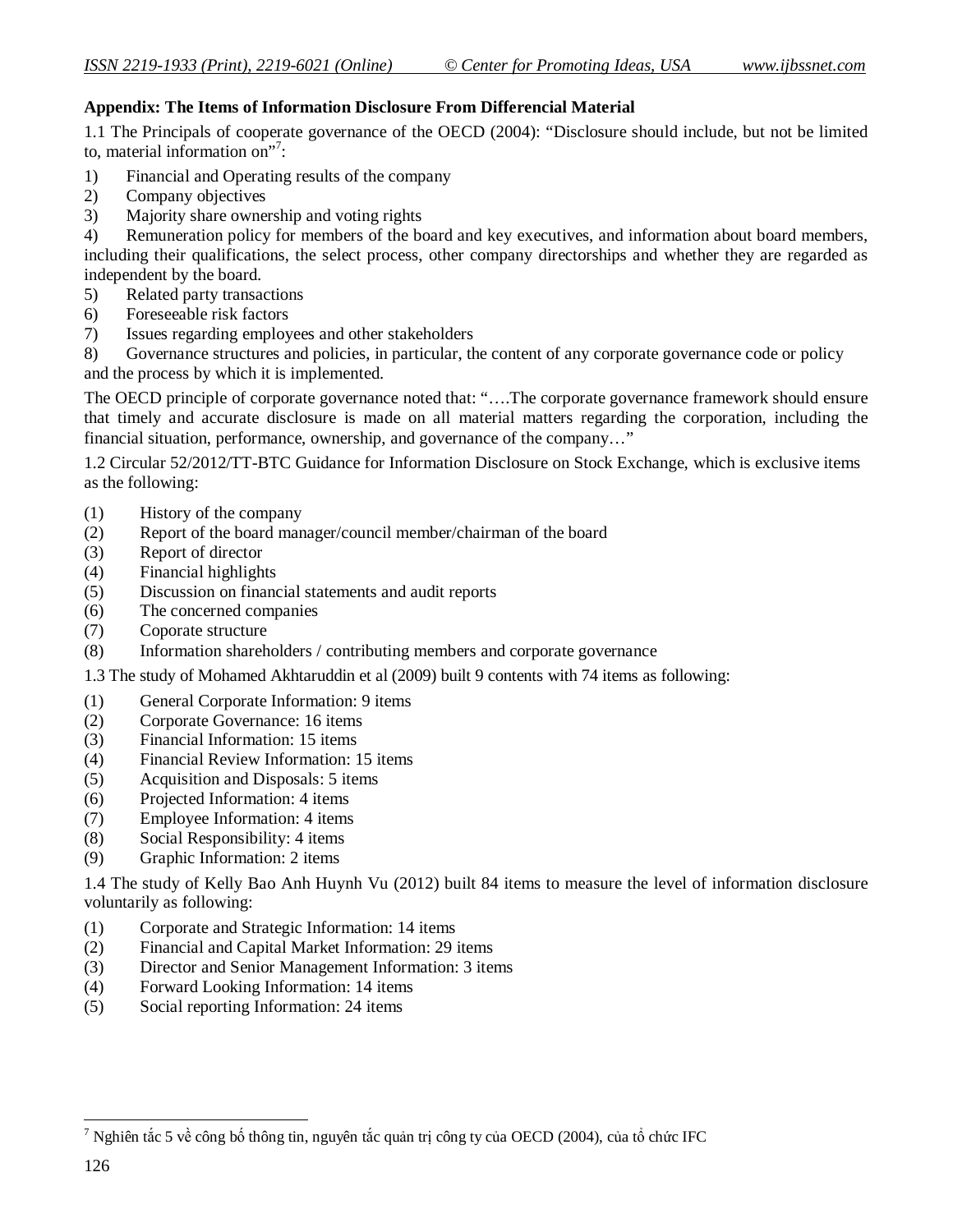**Appendix: The Items of Information Disclosure From Differencial Material**

1.1 The Principals of cooperate governance of the OECD (2004): "Disclosure should include, but not be limited to, material information on"[7]:

1) Financial and Operating results of the company
2) Company objectives
3) Majority share ownership and voting rights
4) Remuneration policy for members of the board and key executives, and information about board members, including their qualifications, the select process, other company directorships and whether they are regarded as independent by the board.
5) Related party transactions
6) Foreseeable risk factors
7) Issues regarding employees and other stakeholders
8) Governance structures and policies, in particular, the content of any corporate governance code or policy and the process by which it is implemented.

The OECD principle of corporate governance noted that: "….The corporate governance framework should ensure that timely and accurate disclosure is made on all material matters regarding the corporation, including the financial situation, performance, ownership, and governance of the company…"

1.2 Circular 52/2012/TT-BTC Guidance for Information Disclosure on Stock Exchange, which is exclusive items as the following:

(1) History of the company
(2) Report of the board manager/council member/chairman of the board
(3) Report of director
(4) Financial highlights
(5) Discussion on financial statements and audit reports
(6) The concerned companies
(7) Coporate structure
(8) Information shareholders / contributing members and corporate governance

1.3 The study of Mohamed Akhtaruddin et al (2009) built 9 contents with 74 items as following:

(1) General Corporate Information: 9 items
(2) Corporate Governance: 16 items
(3) Financial Information: 15 items
(4) Financial Review Information: 15 items
(5) Acquisition and Disposals: 5 items
(6) Projected Information: 4 items
(7) Employee Information: 4 items
(8) Social Responsibility: 4 items
(9) Graphic Information: 2 items

1.4 The study of Kelly Bao Anh Huynh Vu (2012) built 84 items to measure the level of information disclosure voluntarily as following:

(1) Corporate and Strategic Information: 14 items
(2) Financial and Capital Market Information: 29 items
(3) Director and Senior Management Information: 3 items
(4) Forward Looking Information: 14 items
(5) Social reporting Information: 24 items

---

[7] Nghiên tắc 5 về công bố thông tin, nguyên tắc quản trị công ty của OECD (2004), của tổ chức IFC